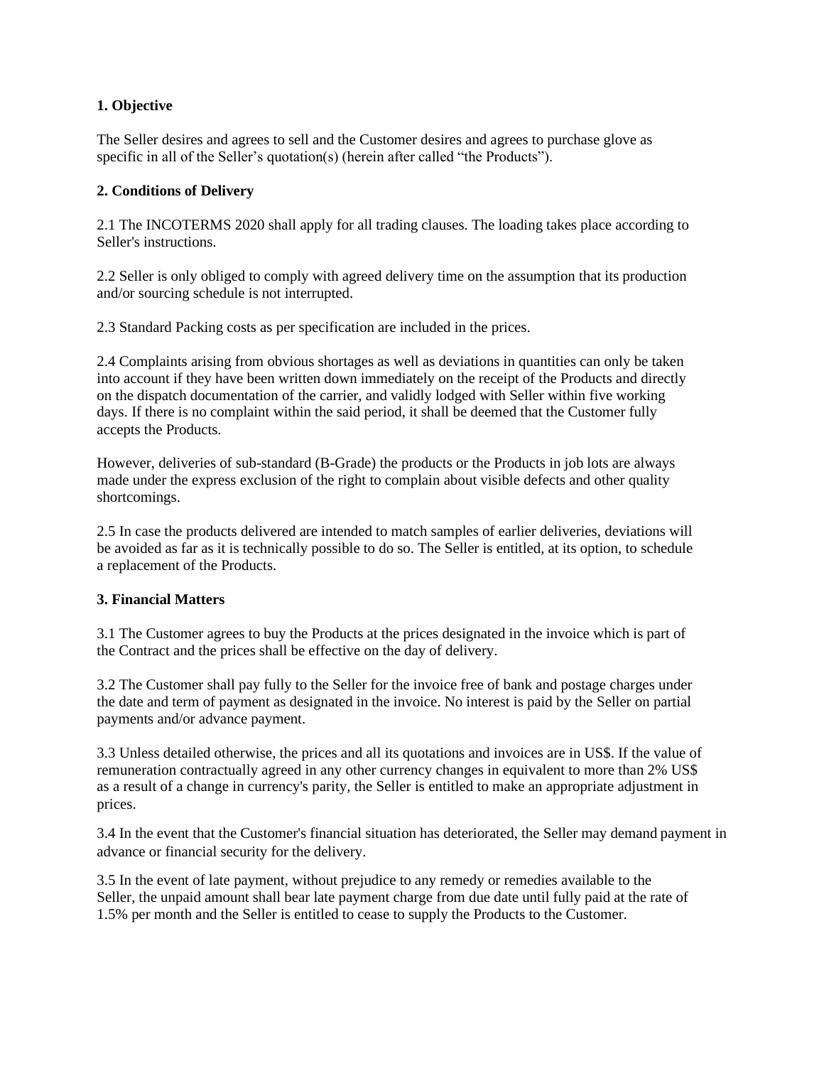**1. Objective**

The Seller desires and agrees to sell and the Customer desires and agrees to purchase glove as specific in all of the Seller's quotation(s) (herein after called "the Products").

**2. Conditions of Delivery**

2.1 The INCOTERMS 2020 shall apply for all trading clauses. The loading takes place according to Seller's instructions.

2.2 Seller is only obliged to comply with agreed delivery time on the assumption that its production and/or sourcing schedule is not interrupted.

2.3 Standard Packing costs as per specification are included in the prices.

2.4 Complaints arising from obvious shortages as well as deviations in quantities can only be taken into account if they have been written down immediately on the receipt of the Products and directly on the dispatch documentation of the carrier, and validly lodged with Seller within five working days. If there is no complaint within the said period, it shall be deemed that the Customer fully accepts the Products.

However, deliveries of sub-standard (B-Grade) the products or the Products in job lots are always made under the express exclusion of the right to complain about visible defects and other quality shortcomings.

2.5 In case the products delivered are intended to match samples of earlier deliveries, deviations will be avoided as far as it is technically possible to do so. The Seller is entitled, at its option, to schedule a replacement of the Products.

**3. Financial Matters**

3.1 The Customer agrees to buy the Products at the prices designated in the invoice which is part of the Contract and the prices shall be effective on the day of delivery.

3.2 The Customer shall pay fully to the Seller for the invoice free of bank and postage charges under the date and term of payment as designated in the invoice. No interest is paid by the Seller on partial payments and/or advance payment.

3.3 Unless detailed otherwise, the prices and all its quotations and invoices are in US$. If the value of remuneration contractually agreed in any other currency changes in equivalent to more than 2% US$ as a result of a change in currency's parity, the Seller is entitled to make an appropriate adjustment in prices.

3.4 In the event that the Customer's financial situation has deteriorated, the Seller may demand payment in advance or financial security for the delivery.

3.5 In the event of late payment, without prejudice to any remedy or remedies available to the Seller, the unpaid amount shall bear late payment charge from due date until fully paid at the rate of 1.5% per month and the Seller is entitled to cease to supply the Products to the Customer.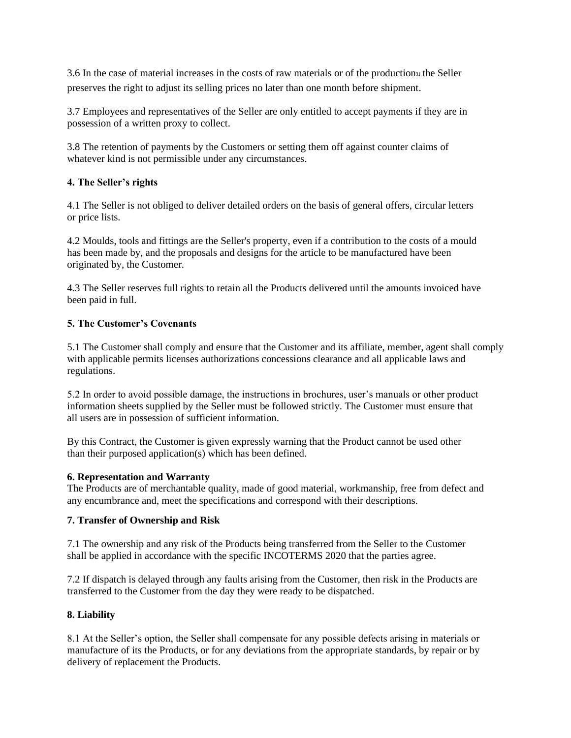3.6 In the case of material increases in the costs of raw materials or of the productionม the Seller preserves the right to adjust its selling prices no later than one month before shipment.

3.7 Employees and representatives of the Seller are only entitled to accept payments if they are in possession of a written proxy to collect.

3.8 The retention of payments by the Customers or setting them off against counter claims of whatever kind is not permissible under any circumstances.

**4. The Seller's rights**

4.1 The Seller is not obliged to deliver detailed orders on the basis of general offers, circular letters or price lists.

4.2 Moulds, tools and fittings are the Seller's property, even if a contribution to the costs of a mould has been made by, and the proposals and designs for the article to be manufactured have been originated by, the Customer.

4.3 The Seller reserves full rights to retain all the Products delivered until the amounts invoiced have been paid in full.

**5. The Customer's Covenants**

5.1 The Customer shall comply and ensure that the Customer and its affiliate, member, agent shall comply with applicable permits licenses authorizations concessions clearance and all applicable laws and regulations.

5.2 In order to avoid possible damage, the instructions in brochures, user's manuals or other product information sheets supplied by the Seller must be followed strictly. The Customer must ensure that all users are in possession of sufficient information.

By this Contract, the Customer is given expressly warning that the Product cannot be used other than their purposed application(s) which has been defined.

**6. Representation and Warranty**

The Products are of merchantable quality, made of good material, workmanship, free from defect and any encumbrance and, meet the specifications and correspond with their descriptions.

**7. Transfer of Ownership and Risk**

7.1 The ownership and any risk of the Products being transferred from the Seller to the Customer shall be applied in accordance with the specific INCOTERMS 2020 that the parties agree.

7.2 If dispatch is delayed through any faults arising from the Customer, then risk in the Products are transferred to the Customer from the day they were ready to be dispatched.

**8. Liability**

8.1 At the Seller's option, the Seller shall compensate for any possible defects arising in materials or manufacture of its the Products, or for any deviations from the appropriate standards, by repair or by delivery of replacement the Products.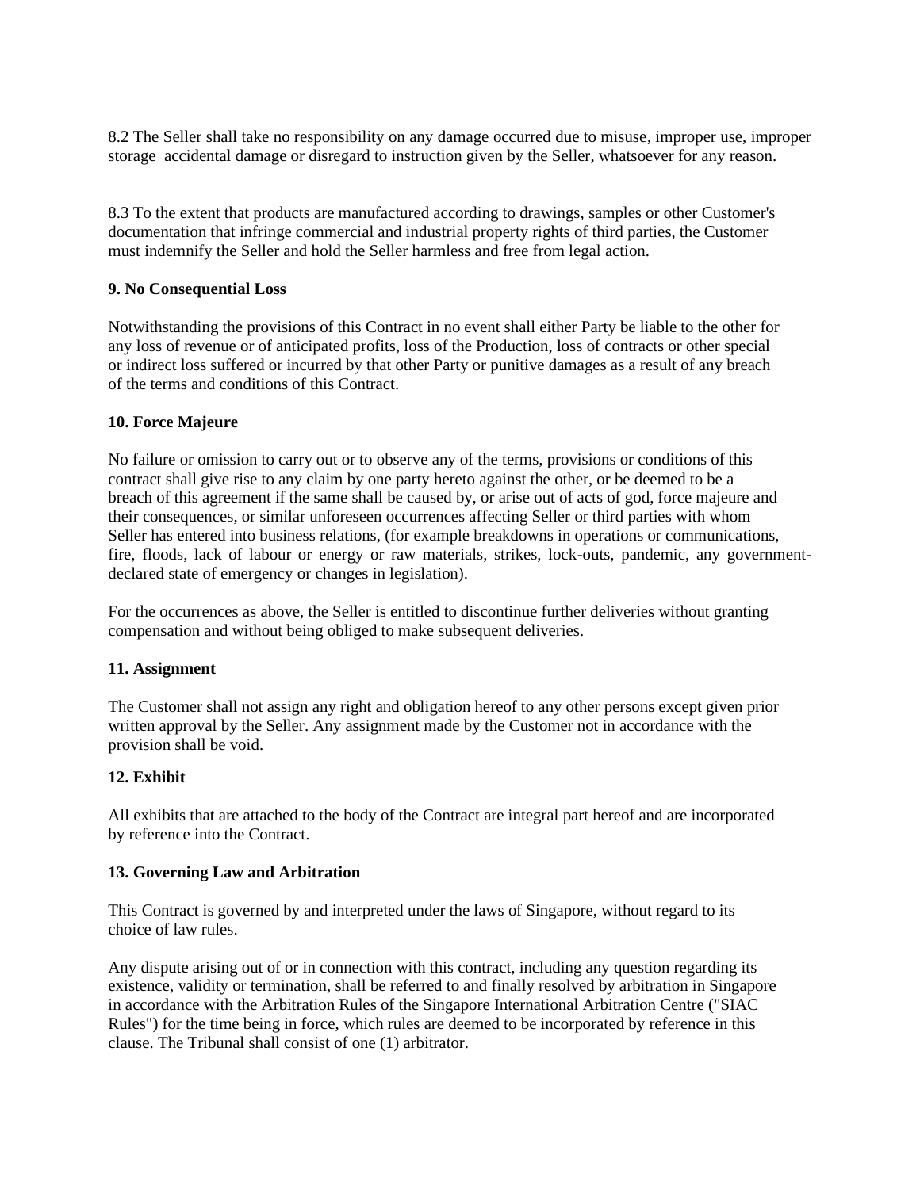8.2 The Seller shall take no responsibility on any damage occurred due to misuse, improper use, improper storage  accidental damage or disregard to instruction given by the Seller, whatsoever for any reason.

8.3 To the extent that products are manufactured according to drawings, samples or other Customer's documentation that infringe commercial and industrial property rights of third parties, the Customer must indemnify the Seller and hold the Seller harmless and free from legal action.

**9. No Consequential Loss**

Notwithstanding the provisions of this Contract in no event shall either Party be liable to the other for any loss of revenue or of anticipated profits, loss of the Production, loss of contracts or other special or indirect loss suffered or incurred by that other Party or punitive damages as a result of any breach of the terms and conditions of this Contract.

**10. Force Majeure**

No failure or omission to carry out or to observe any of the terms, provisions or conditions of this contract shall give rise to any claim by one party hereto against the other, or be deemed to be a breach of this agreement if the same shall be caused by, or arise out of acts of god, force majeure and their consequences, or similar unforeseen occurrences affecting Seller or third parties with whom Seller has entered into business relations, (for example breakdowns in operations or communications, fire, floods, lack of labour or energy or raw materials, strikes, lock-outs, pandemic, any government-declared state of emergency or changes in legislation).

For the occurrences as above, the Seller is entitled to discontinue further deliveries without granting compensation and without being obliged to make subsequent deliveries.

**11. Assignment**

The Customer shall not assign any right and obligation hereof to any other persons except given prior written approval by the Seller. Any assignment made by the Customer not in accordance with the provision shall be void.

**12. Exhibit**

All exhibits that are attached to the body of the Contract are integral part hereof and are incorporated by reference into the Contract.

**13. Governing Law and Arbitration**

This Contract is governed by and interpreted under the laws of Singapore, without regard to its choice of law rules.

Any dispute arising out of or in connection with this contract, including any question regarding its existence, validity or termination, shall be referred to and finally resolved by arbitration in Singapore in accordance with the Arbitration Rules of the Singapore International Arbitration Centre ("SIAC Rules") for the time being in force, which rules are deemed to be incorporated by reference in this clause. The Tribunal shall consist of one (1) arbitrator.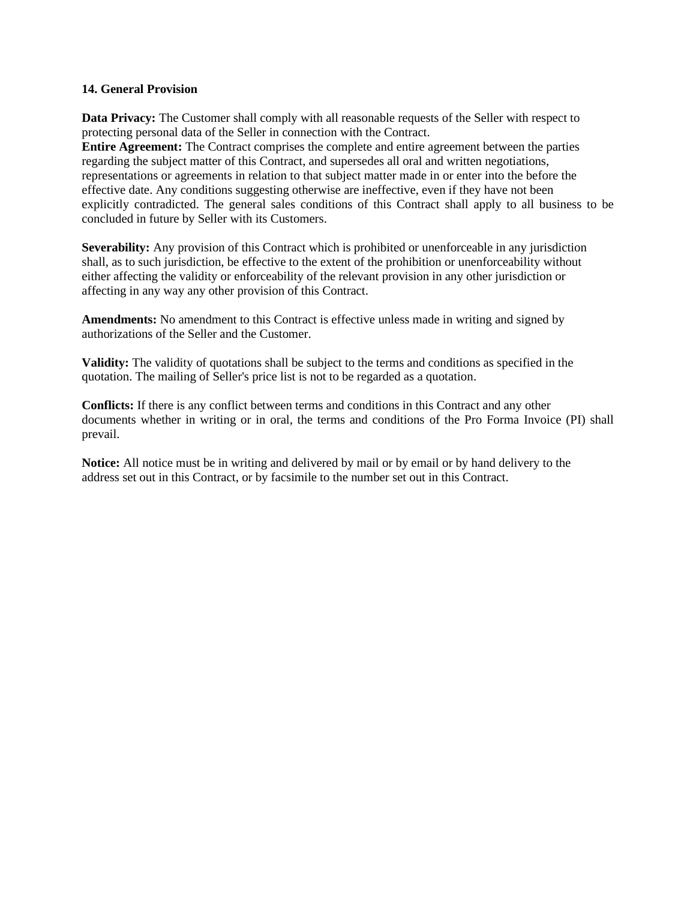**14. General Provision**

**Data Privacy:** The Customer shall comply with all reasonable requests of the Seller with respect to protecting personal data of the Seller in connection with the Contract.
**Entire Agreement:** The Contract comprises the complete and entire agreement between the parties regarding the subject matter of this Contract, and supersedes all oral and written negotiations, representations or agreements in relation to that subject matter made in or enter into the before the effective date. Any conditions suggesting otherwise are ineffective, even if they have not been explicitly contradicted. The general sales conditions of this Contract shall apply to all business to be concluded in future by Seller with its Customers.

**Severability:** Any provision of this Contract which is prohibited or unenforceable in any jurisdiction shall, as to such jurisdiction, be effective to the extent of the prohibition or unenforceability without either affecting the validity or enforceability of the relevant provision in any other jurisdiction or affecting in any way any other provision of this Contract.

**Amendments:** No amendment to this Contract is effective unless made in writing and signed by authorizations of the Seller and the Customer.

**Validity:** The validity of quotations shall be subject to the terms and conditions as specified in the quotation. The mailing of Seller's price list is not to be regarded as a quotation.

**Conflicts:** If there is any conflict between terms and conditions in this Contract and any other documents whether in writing or in oral, the terms and conditions of the Pro Forma Invoice (PI) shall prevail.

**Notice:** All notice must be in writing and delivered by mail or by email or by hand delivery to the address set out in this Contract, or by facsimile to the number set out in this Contract.